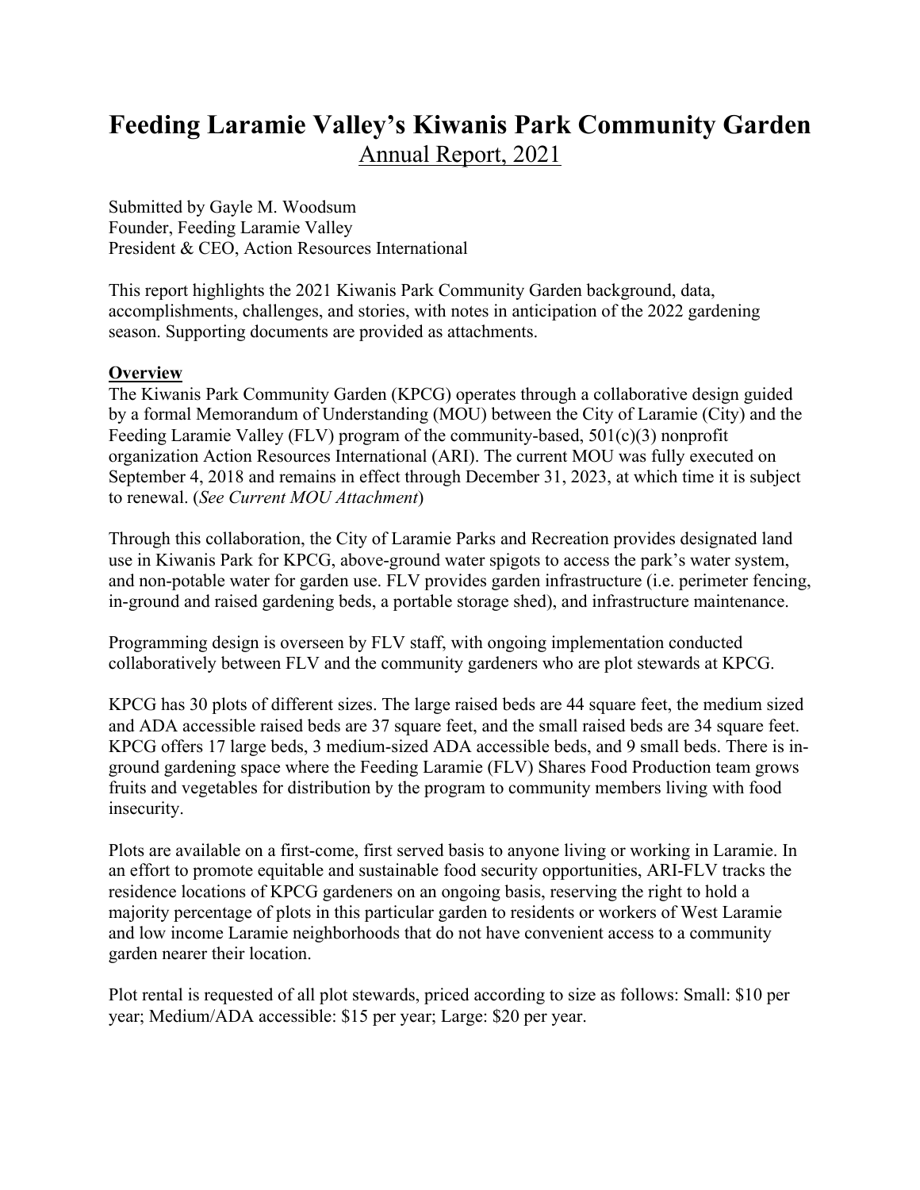# Feeding Laramie Valley's Kiwanis Park Community Garden

Annual Report, 2021

Submitted by Gayle M. Woodsum
Founder, Feeding Laramie Valley
President & CEO, Action Resources International

This report highlights the 2021 Kiwanis Park Community Garden background, data, accomplishments, challenges, and stories, with notes in anticipation of the 2022 gardening season. Supporting documents are provided as attachments.

## Overview

The Kiwanis Park Community Garden (KPCG) operates through a collaborative design guided by a formal Memorandum of Understanding (MOU) between the City of Laramie (City) and the Feeding Laramie Valley (FLV) program of the community-based, 501(c)(3) nonprofit organization Action Resources International (ARI). The current MOU was fully executed on September 4, 2018 and remains in effect through December 31, 2023, at which time it is subject to renewal. (*See Current MOU Attachment*)

Through this collaboration, the City of Laramie Parks and Recreation provides designated land use in Kiwanis Park for KPCG, above-ground water spigots to access the park's water system, and non-potable water for garden use. FLV provides garden infrastructure (i.e. perimeter fencing, in-ground and raised gardening beds, a portable storage shed), and infrastructure maintenance.

Programming design is overseen by FLV staff, with ongoing implementation conducted collaboratively between FLV and the community gardeners who are plot stewards at KPCG.

KPCG has 30 plots of different sizes. The large raised beds are 44 square feet, the medium sized and ADA accessible raised beds are 37 square feet, and the small raised beds are 34 square feet. KPCG offers 17 large beds, 3 medium-sized ADA accessible beds, and 9 small beds. There is in-ground gardening space where the Feeding Laramie (FLV) Shares Food Production team grows fruits and vegetables for distribution by the program to community members living with food insecurity.

Plots are available on a first-come, first served basis to anyone living or working in Laramie. In an effort to promote equitable and sustainable food security opportunities, ARI-FLV tracks the residence locations of KPCG gardeners on an ongoing basis, reserving the right to hold a majority percentage of plots in this particular garden to residents or workers of West Laramie and low income Laramie neighborhoods that do not have convenient access to a community garden nearer their location.

Plot rental is requested of all plot stewards, priced according to size as follows: Small: $10 per year; Medium/ADA accessible: $15 per year; Large: $20 per year.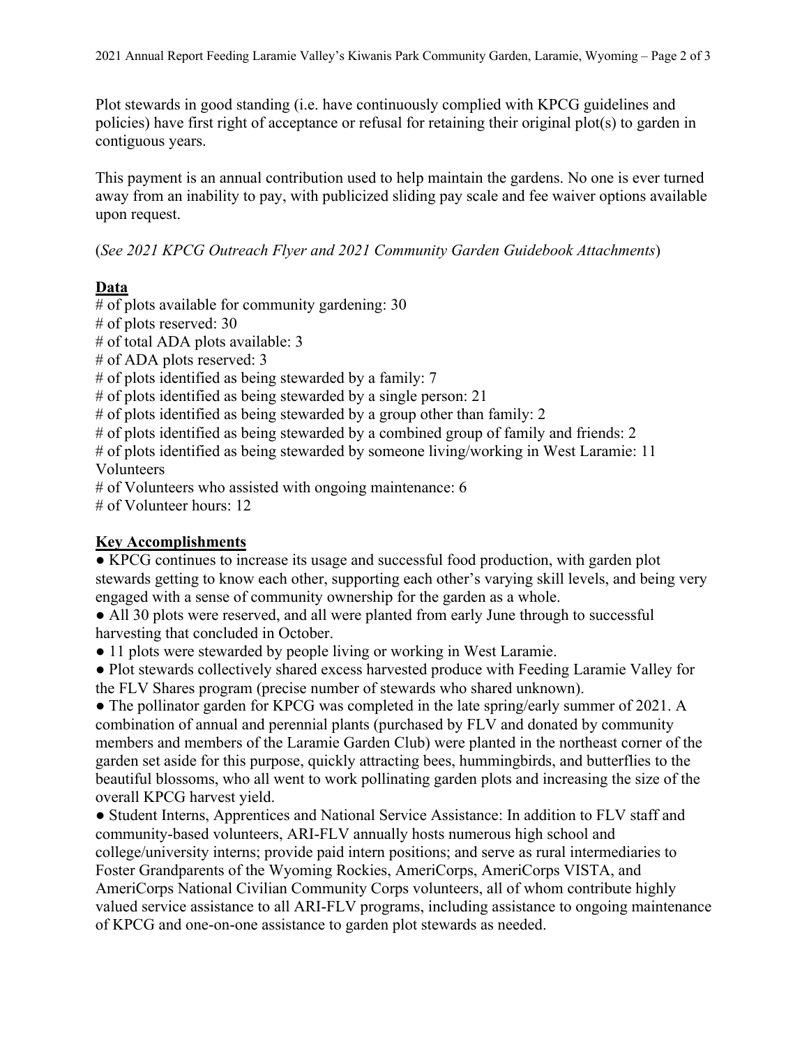Plot stewards in good standing (i.e. have continuously complied with KPCG guidelines and policies) have first right of acceptance or refusal for retaining their original plot(s) to garden in contiguous years.

This payment is an annual contribution used to help maintain the gardens. No one is ever turned away from an inability to pay, with publicized sliding pay scale and fee waiver options available upon request.

(*See 2021 KPCG Outreach Flyer and 2021 Community Garden Guidebook Attachments*)

## Data

# of plots available for community gardening: 30
# of plots reserved: 30
# of total ADA plots available: 3
# of ADA plots reserved: 3
# of plots identified as being stewarded by a family: 7
# of plots identified as being stewarded by a single person: 21
# of plots identified as being stewarded by a group other than family: 2
# of plots identified as being stewarded by a combined group of family and friends: 2
# of plots identified as being stewarded by someone living/working in West Laramie: 11
Volunteers
# of Volunteers who assisted with ongoing maintenance: 6
# of Volunteer hours: 12

## Key Accomplishments

- KPCG continues to increase its usage and successful food production, with garden plot stewards getting to know each other, supporting each other's varying skill levels, and being very engaged with a sense of community ownership for the garden as a whole.
- All 30 plots were reserved, and all were planted from early June through to successful harvesting that concluded in October.
- 11 plots were stewarded by people living or working in West Laramie.
- Plot stewards collectively shared excess harvested produce with Feeding Laramie Valley for the FLV Shares program (precise number of stewards who shared unknown).
- The pollinator garden for KPCG was completed in the late spring/early summer of 2021. A combination of annual and perennial plants (purchased by FLV and donated by community members and members of the Laramie Garden Club) were planted in the northeast corner of the garden set aside for this purpose, quickly attracting bees, hummingbirds, and butterflies to the beautiful blossoms, who all went to work pollinating garden plots and increasing the size of the overall KPCG harvest yield.
- Student Interns, Apprentices and National Service Assistance: In addition to FLV staff and community-based volunteers, ARI-FLV annually hosts numerous high school and college/university interns; provide paid intern positions; and serve as rural intermediaries to Foster Grandparents of the Wyoming Rockies, AmeriCorps, AmeriCorps VISTA, and AmeriCorps National Civilian Community Corps volunteers, all of whom contribute highly valued service assistance to all ARI-FLV programs, including assistance to ongoing maintenance of KPCG and one-on-one assistance to garden plot stewards as needed.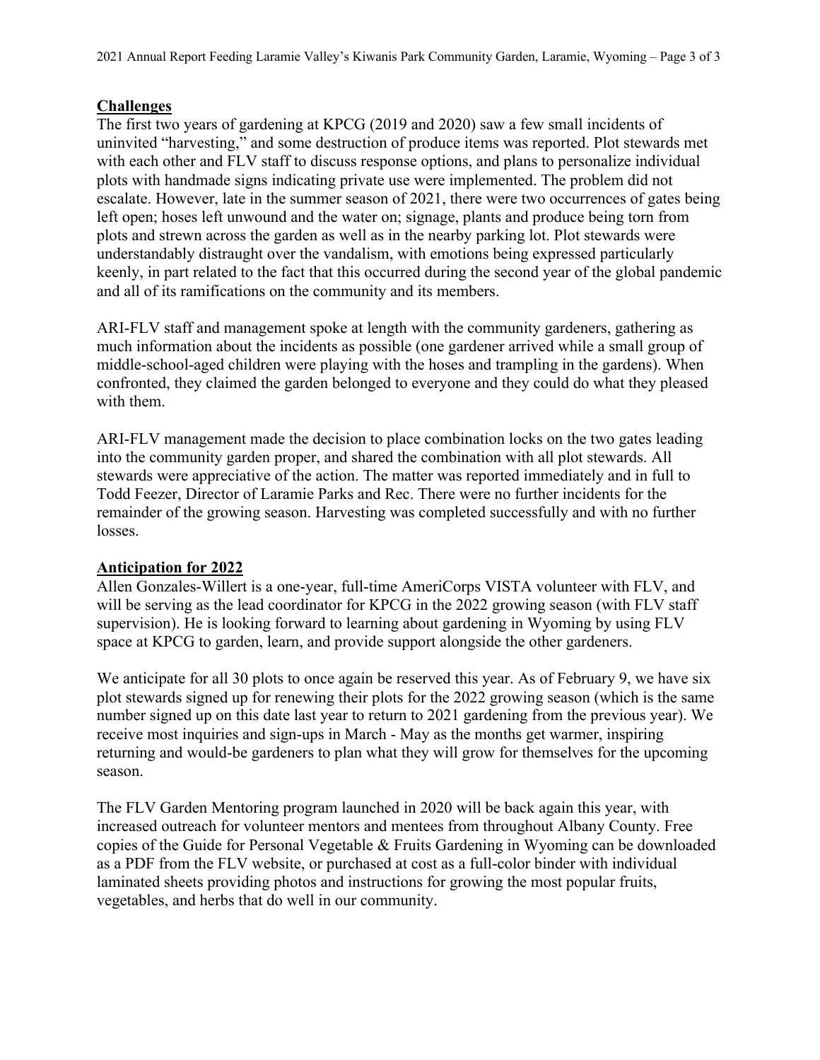## Challenges

The first two years of gardening at KPCG (2019 and 2020) saw a few small incidents of uninvited "harvesting," and some destruction of produce items was reported. Plot stewards met with each other and FLV staff to discuss response options, and plans to personalize individual plots with handmade signs indicating private use were implemented. The problem did not escalate. However, late in the summer season of 2021, there were two occurrences of gates being left open; hoses left unwound and the water on; signage, plants and produce being torn from plots and strewn across the garden as well as in the nearby parking lot. Plot stewards were understandably distraught over the vandalism, with emotions being expressed particularly keenly, in part related to the fact that this occurred during the second year of the global pandemic and all of its ramifications on the community and its members.

ARI-FLV staff and management spoke at length with the community gardeners, gathering as much information about the incidents as possible (one gardener arrived while a small group of middle-school-aged children were playing with the hoses and trampling in the gardens). When confronted, they claimed the garden belonged to everyone and they could do what they pleased with them.

ARI-FLV management made the decision to place combination locks on the two gates leading into the community garden proper, and shared the combination with all plot stewards. All stewards were appreciative of the action. The matter was reported immediately and in full to Todd Feezer, Director of Laramie Parks and Rec. There were no further incidents for the remainder of the growing season. Harvesting was completed successfully and with no further losses.

## Anticipation for 2022

Allen Gonzales-Willert is a one-year, full-time AmeriCorps VISTA volunteer with FLV, and will be serving as the lead coordinator for KPCG in the 2022 growing season (with FLV staff supervision). He is looking forward to learning about gardening in Wyoming by using FLV space at KPCG to garden, learn, and provide support alongside the other gardeners.

We anticipate for all 30 plots to once again be reserved this year. As of February 9, we have six plot stewards signed up for renewing their plots for the 2022 growing season (which is the same number signed up on this date last year to return to 2021 gardening from the previous year). We receive most inquiries and sign-ups in March - May as the months get warmer, inspiring returning and would-be gardeners to plan what they will grow for themselves for the upcoming season.

The FLV Garden Mentoring program launched in 2020 will be back again this year, with increased outreach for volunteer mentors and mentees from throughout Albany County. Free copies of the Guide for Personal Vegetable & Fruits Gardening in Wyoming can be downloaded as a PDF from the FLV website, or purchased at cost as a full-color binder with individual laminated sheets providing photos and instructions for growing the most popular fruits, vegetables, and herbs that do well in our community.